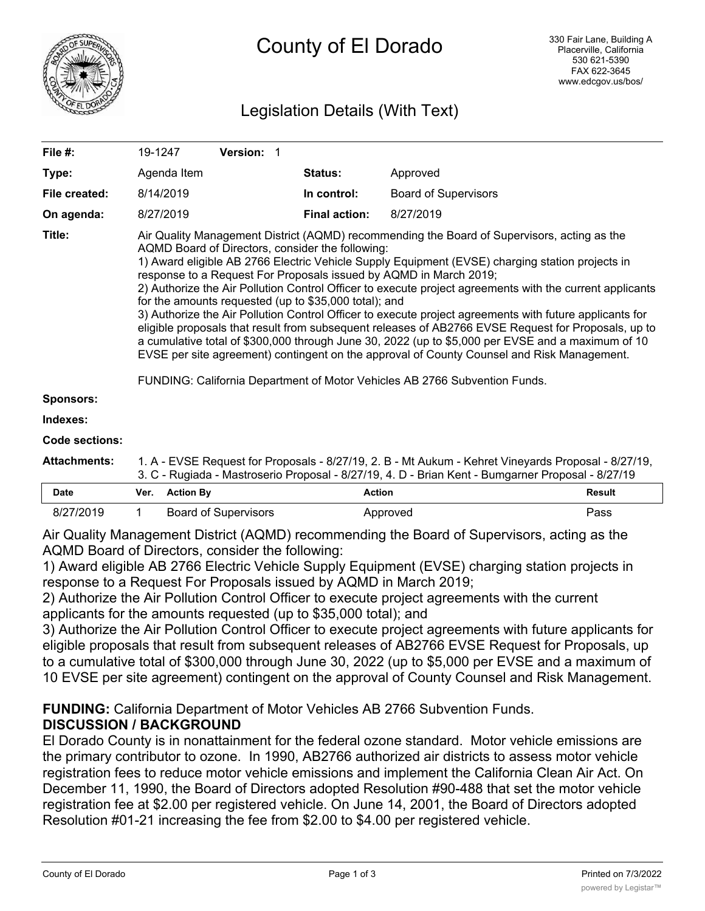# County of El Dorado

330 Fair Lane, Building A
Placerville, California
530 621-5390
FAX 622-3645
www.edcgov.us/bos/

## Legislation Details (With Text)

| | | | | |
|---|---|---|---|---|
| **File #:** | 19-1247 | **Version:** 1 | | |
| **Type:** | Agenda Item | | **Status:** | Approved |
| **File created:** | 8/14/2019 | | **In control:** | Board of Supervisors |
| **On agenda:** | 8/27/2019 | | **Final action:** | 8/27/2019 |

**Title:** Air Quality Management District (AQMD) recommending the Board of Supervisors, acting as the AQMD Board of Directors, consider the following:
1) Award eligible AB 2766 Electric Vehicle Supply Equipment (EVSE) charging station projects in response to a Request For Proposals issued by AQMD in March 2019;
2) Authorize the Air Pollution Control Officer to execute project agreements with the current applicants for the amounts requested (up to $35,000 total); and
3) Authorize the Air Pollution Control Officer to execute project agreements with future applicants for eligible proposals that result from subsequent releases of AB2766 EVSE Request for Proposals, up to a cumulative total of $300,000 through June 30, 2022 (up to $5,000 per EVSE and a maximum of 10 EVSE per site agreement) contingent on the approval of County Counsel and Risk Management.

FUNDING: California Department of Motor Vehicles AB 2766 Subvention Funds.

**Sponsors:**

**Indexes:**

**Code sections:**

**Attachments:** 1. A - EVSE Request for Proposals - 8/27/19, 2. B - Mt Aukum - Kehret Vineyards Proposal - 8/27/19, 3. C - Rugiada - Mastroserio Proposal - 8/27/19, 4. D - Brian Kent - Bumgarner Proposal - 8/27/19

| Date | Ver. | Action By | Action | Result |
|---|---|---|---|---|
| 8/27/2019 | 1 | Board of Supervisors | Approved | Pass |

Air Quality Management District (AQMD) recommending the Board of Supervisors, acting as the AQMD Board of Directors, consider the following:
1) Award eligible AB 2766 Electric Vehicle Supply Equipment (EVSE) charging station projects in response to a Request For Proposals issued by AQMD in March 2019;
2) Authorize the Air Pollution Control Officer to execute project agreements with the current applicants for the amounts requested (up to $35,000 total); and
3) Authorize the Air Pollution Control Officer to execute project agreements with future applicants for eligible proposals that result from subsequent releases of AB2766 EVSE Request for Proposals, up to a cumulative total of $300,000 through June 30, 2022 (up to $5,000 per EVSE and a maximum of 10 EVSE per site agreement) contingent on the approval of County Counsel and Risk Management.

**FUNDING:** California Department of Motor Vehicles AB 2766 Subvention Funds.

**DISCUSSION / BACKGROUND**

El Dorado County is in nonattainment for the federal ozone standard. Motor vehicle emissions are the primary contributor to ozone. In 1990, AB2766 authorized air districts to assess motor vehicle registration fees to reduce motor vehicle emissions and implement the California Clean Air Act. On December 11, 1990, the Board of Directors adopted Resolution #90-488 that set the motor vehicle registration fee at $2.00 per registered vehicle. On June 14, 2001, the Board of Directors adopted Resolution #01-21 increasing the fee from $2.00 to $4.00 per registered vehicle.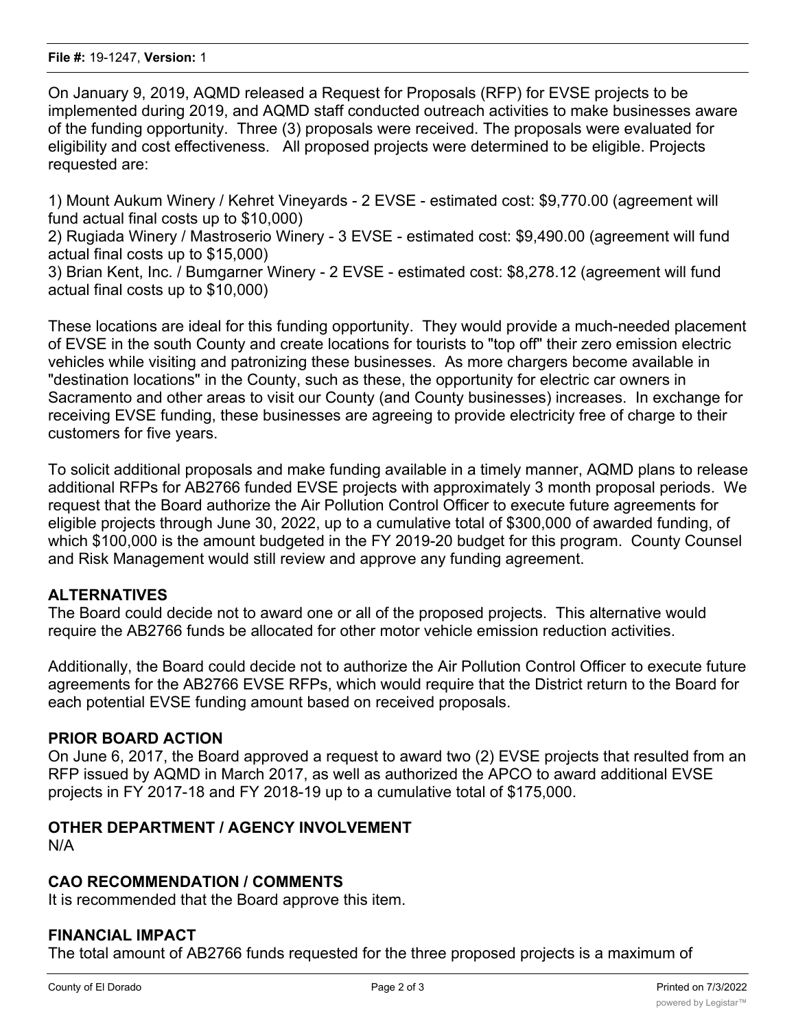On January 9, 2019, AQMD released a Request for Proposals (RFP) for EVSE projects to be implemented during 2019, and AQMD staff conducted outreach activities to make businesses aware of the funding opportunity. Three (3) proposals were received. The proposals were evaluated for eligibility and cost effectiveness. All proposed projects were determined to be eligible. Projects requested are:

1) Mount Aukum Winery / Kehret Vineyards - 2 EVSE - estimated cost: $9,770.00 (agreement will fund actual final costs up to $10,000)
2) Rugiada Winery / Mastroserio Winery - 3 EVSE - estimated cost: $9,490.00 (agreement will fund actual final costs up to $15,000)
3) Brian Kent, Inc. / Bumgarner Winery - 2 EVSE - estimated cost: $8,278.12 (agreement will fund actual final costs up to $10,000)

These locations are ideal for this funding opportunity. They would provide a much-needed placement of EVSE in the south County and create locations for tourists to "top off" their zero emission electric vehicles while visiting and patronizing these businesses. As more chargers become available in "destination locations" in the County, such as these, the opportunity for electric car owners in Sacramento and other areas to visit our County (and County businesses) increases. In exchange for receiving EVSE funding, these businesses are agreeing to provide electricity free of charge to their customers for five years.

To solicit additional proposals and make funding available in a timely manner, AQMD plans to release additional RFPs for AB2766 funded EVSE projects with approximately 3 month proposal periods. We request that the Board authorize the Air Pollution Control Officer to execute future agreements for eligible projects through June 30, 2022, up to a cumulative total of $300,000 of awarded funding, of which $100,000 is the amount budgeted in the FY 2019-20 budget for this program. County Counsel and Risk Management would still review and approve any funding agreement.

## ALTERNATIVES

The Board could decide not to award one or all of the proposed projects. This alternative would require the AB2766 funds be allocated for other motor vehicle emission reduction activities.

Additionally, the Board could decide not to authorize the Air Pollution Control Officer to execute future agreements for the AB2766 EVSE RFPs, which would require that the District return to the Board for each potential EVSE funding amount based on received proposals.

## PRIOR BOARD ACTION

On June 6, 2017, the Board approved a request to award two (2) EVSE projects that resulted from an RFP issued by AQMD in March 2017, as well as authorized the APCO to award additional EVSE projects in FY 2017-18 and FY 2018-19 up to a cumulative total of $175,000.

## OTHER DEPARTMENT / AGENCY INVOLVEMENT

N/A

## CAO RECOMMENDATION / COMMENTS

It is recommended that the Board approve this item.

## FINANCIAL IMPACT

The total amount of AB2766 funds requested for the three proposed projects is a maximum of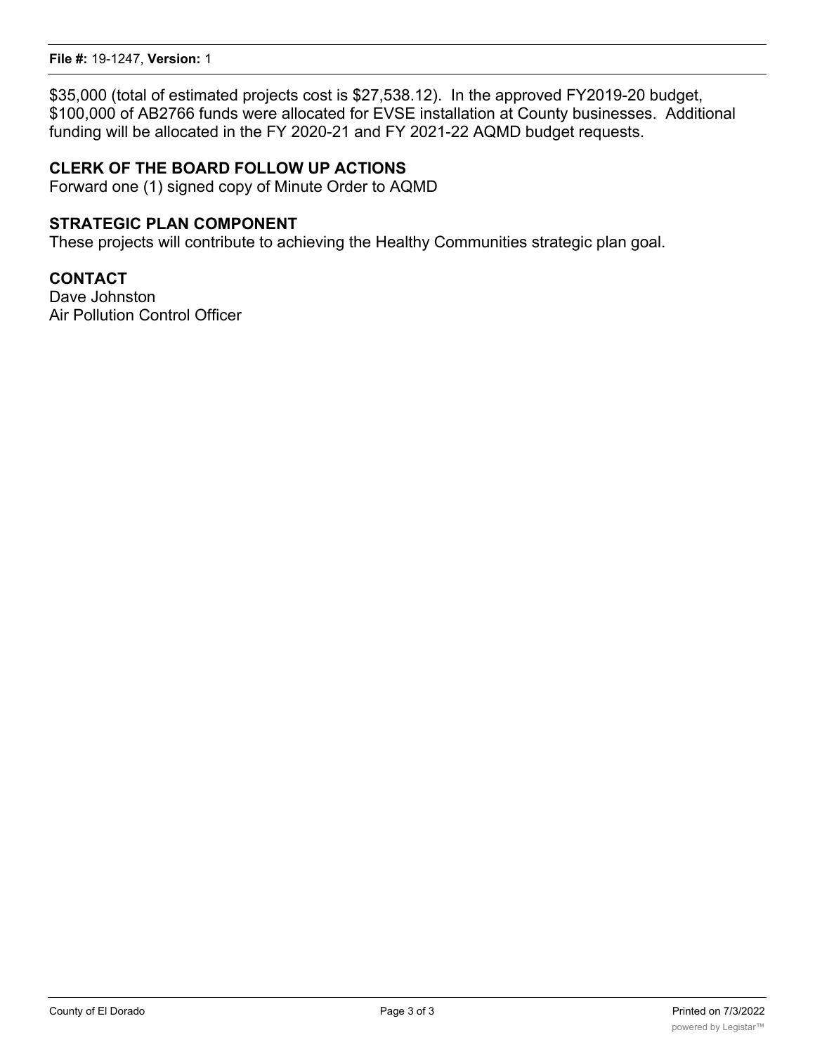$35,000 (total of estimated projects cost is $27,538.12). In the approved FY2019-20 budget, $100,000 of AB2766 funds were allocated for EVSE installation at County businesses. Additional funding will be allocated in the FY 2020-21 and FY 2021-22 AQMD budget requests.

**CLERK OF THE BOARD FOLLOW UP ACTIONS**

Forward one (1) signed copy of Minute Order to AQMD

**STRATEGIC PLAN COMPONENT**

These projects will contribute to achieving the Healthy Communities strategic plan goal.

**CONTACT**

Dave Johnston
Air Pollution Control Officer